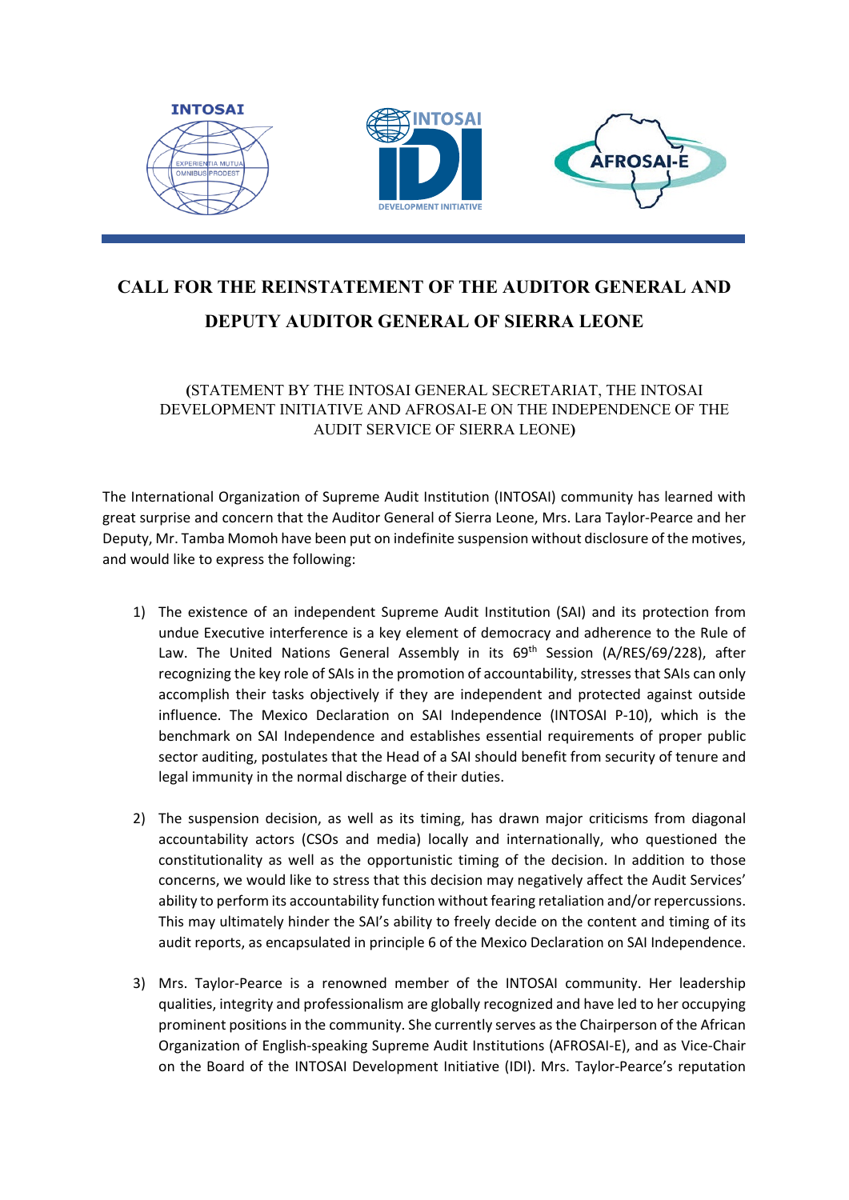# CALL FOR THE REINSTATEMENT OF THE AUDITOR GENERAL AND DEPUTY AUDITOR GENERAL OF SIERRA LEONE

(STATEMENT BY THE INTOSAI GENERAL SECRETARIAT, THE INTOSAI DEVELOPMENT INITIATIVE AND AFROSAI-E ON THE INDEPENDENCE OF THE AUDIT SERVICE OF SIERRA LEONE)

The International Organization of Supreme Audit Institution (INTOSAI) community has learned with great surprise and concern that the Auditor General of Sierra Leone, Mrs. Lara Taylor-Pearce and her Deputy, Mr. Tamba Momoh have been put on indefinite suspension without disclosure of the motives, and would like to express the following:

1) The existence of an independent Supreme Audit Institution (SAI) and its protection from undue Executive interference is a key element of democracy and adherence to the Rule of Law. The United Nations General Assembly in its 69th Session (A/RES/69/228), after recognizing the key role of SAIs in the promotion of accountability, stresses that SAIs can only accomplish their tasks objectively if they are independent and protected against outside influence. The Mexico Declaration on SAI Independence (INTOSAI P-10), which is the benchmark on SAI Independence and establishes essential requirements of proper public sector auditing, postulates that the Head of a SAI should benefit from security of tenure and legal immunity in the normal discharge of their duties.

2) The suspension decision, as well as its timing, has drawn major criticisms from diagonal accountability actors (CSOs and media) locally and internationally, who questioned the constitutionality as well as the opportunistic timing of the decision. In addition to those concerns, we would like to stress that this decision may negatively affect the Audit Services' ability to perform its accountability function without fearing retaliation and/or repercussions. This may ultimately hinder the SAI's ability to freely decide on the content and timing of its audit reports, as encapsulated in principle 6 of the Mexico Declaration on SAI Independence.

3) Mrs. Taylor-Pearce is a renowned member of the INTOSAI community. Her leadership qualities, integrity and professionalism are globally recognized and have led to her occupying prominent positions in the community. She currently serves as the Chairperson of the African Organization of English-speaking Supreme Audit Institutions (AFROSAI-E), and as Vice-Chair on the Board of the INTOSAI Development Initiative (IDI). Mrs. Taylor-Pearce's reputation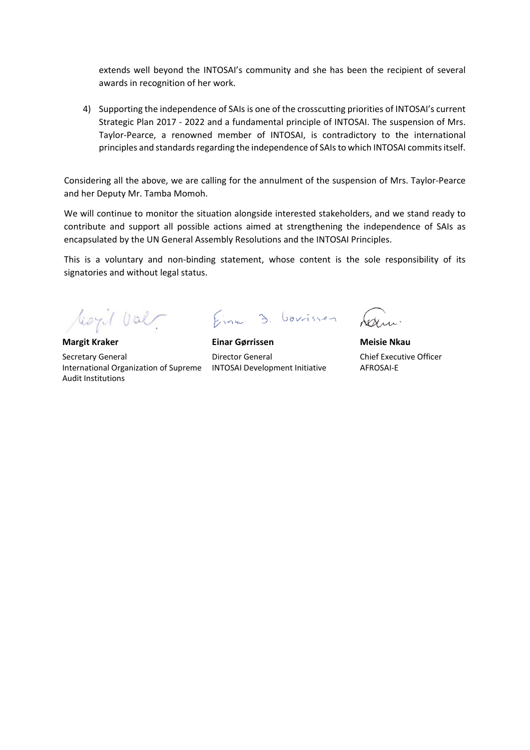extends well beyond the INTOSAI's community and she has been the recipient of several awards in recognition of her work.

4) Supporting the independence of SAIs is one of the crosscutting priorities of INTOSAI's current Strategic Plan 2017 - 2022 and a fundamental principle of INTOSAI. The suspension of Mrs. Taylor-Pearce, a renowned member of INTOSAI, is contradictory to the international principles and standards regarding the independence of SAIs to which INTOSAI commits itself.

Considering all the above, we are calling for the annulment of the suspension of Mrs. Taylor-Pearce and her Deputy Mr. Tamba Momoh.

We will continue to monitor the situation alongside interested stakeholders, and we stand ready to contribute and support all possible actions aimed at strengthening the independence of SAIs as encapsulated by the UN General Assembly Resolutions and the INTOSAI Principles.

This is a voluntary and non-binding statement, whose content is the sole responsibility of its signatories and without legal status.

**Margit Kraker**
Secretary General
International Organization of Supreme Audit Institutions

**Einar Gørrissen**
Director General
INTOSAI Development Initiative

**Meisie Nkau**
Chief Executive Officer
AFROSAI-E